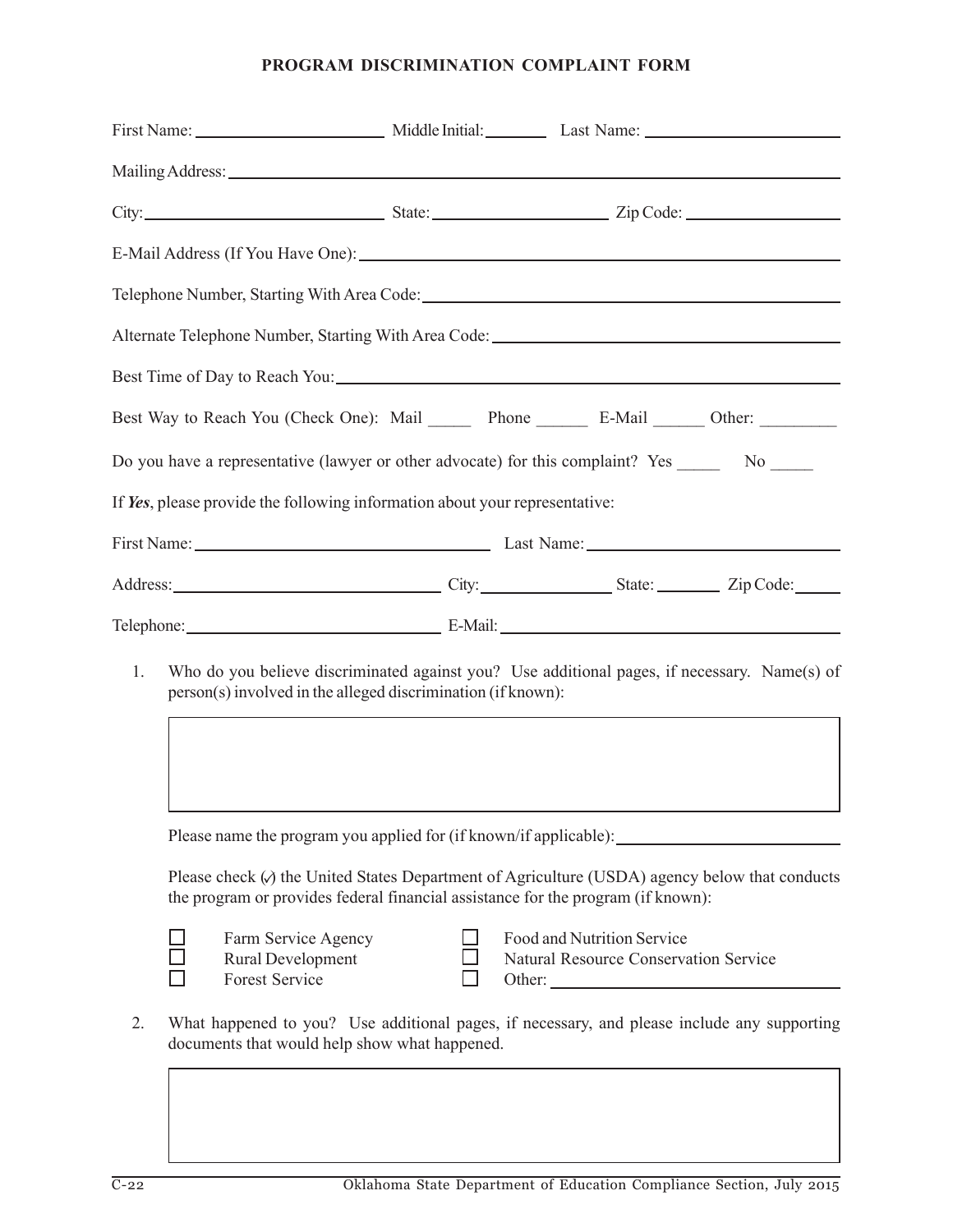# PROGRAM DISCRIMINATION COMPLAINT FORM

First Name: ____________________ Middle Initial: ________ Last Name: ____________________

Mailing Address: ________________________________________________________________

City: ________________________ State: ____________________ Zip Code: ________________

E-Mail Address (If You Have One): ________________________________________________

Telephone Number, Starting With Area Code: ________________________________________

Alternate Telephone Number, Starting With Area Code: ________________________________

Best Time of Day to Reach You: __________________________________________________

Best Way to Reach You (Check One): Mail _____ Phone ______ E-Mail ______ Other: ________

Do you have a representative (lawyer or other advocate) for this complaint? Yes _____ No _____

If ***Yes***, please provide the following information about your representative:

First Name: ______________________________ Last Name: ______________________________

Address: ____________________________ City: ______________ State: ________ Zip Code: ______

Telephone: ___________________________ E-Mail: ______________________________________

1. Who do you believe discriminated against you? Use additional pages, if necessary. Name(s) of person(s) involved in the alleged discrimination (if known):

   | |
   |---|
   | |

   Please name the program you applied for (if known/if applicable): ________________________

   Please check (✓) the United States Department of Agriculture (USDA) agency below that conducts the program or provides federal financial assistance for the program (if known):

   - ☐ Farm Service Agency
   - ☐ Rural Development
   - ☐ Forest Service
   - ☐ Food and Nutrition Service
   - ☐ Natural Resource Conservation Service
   - ☐ Other: ______________________________

2. What happened to you? Use additional pages, if necessary, and please include any supporting documents that would help show what happened.

   | |
   |---|
   | |

C-22 Oklahoma State Department of Education Compliance Section, July 2015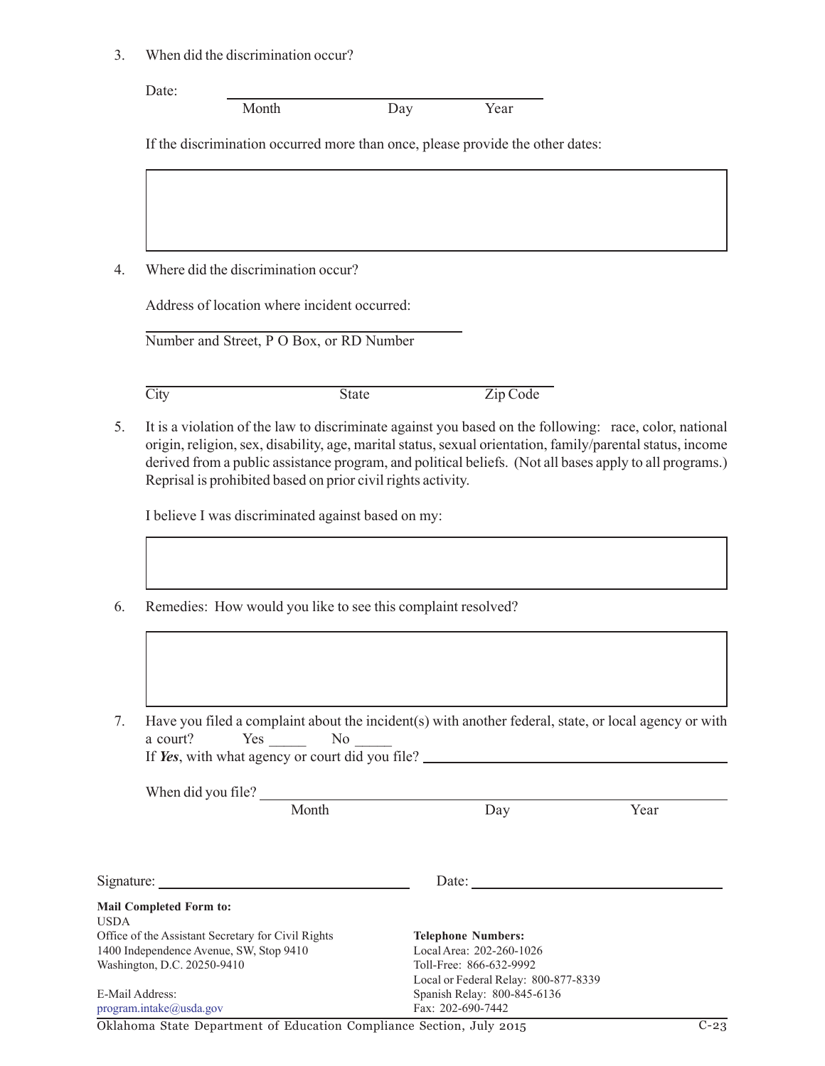3. When did the discrimination occur?

   Date: ______________________________
   Month Day Year

   If the discrimination occurred more than once, please provide the other dates:

   |  |
   |---|
   |  |

4. Where did the discrimination occur?

   Address of location where incident occurred:

   ______________________________
   Number and Street, P O Box, or RD Number

   ______________________________
   City State Zip Code

5. It is a violation of the law to discriminate against you based on the following: race, color, national origin, religion, sex, disability, age, marital status, sexual orientation, family/parental status, income derived from a public assistance program, and political beliefs. (Not all bases apply to all programs.) Reprisal is prohibited based on prior civil rights activity.

   I believe I was discriminated against based on my:

   |  |
   |---|
   |  |

6. Remedies: How would you like to see this complaint resolved?

   |  |
   |---|
   |  |

7. Have you filed a complaint about the incident(s) with another federal, state, or local agency or with a court? Yes _____ No _____
   If ***Yes***, with what agency or court did you file? ______________________________

   When did you file? ______________________________
   Month Day Year

Signature: ______________________________ Date: ______________________________

**Mail Completed Form to:**
USDA
Office of the Assistant Secretary for Civil Rights
1400 Independence Avenue, SW, Stop 9410
Washington, D.C. 20250-9410

E-Mail Address:
program.intake@usda.gov

**Telephone Numbers:**
Local Area: 202-260-1026
Toll-Free: 866-632-9992
Local or Federal Relay: 800-877-8339
Spanish Relay: 800-845-6136
Fax: 202-690-7442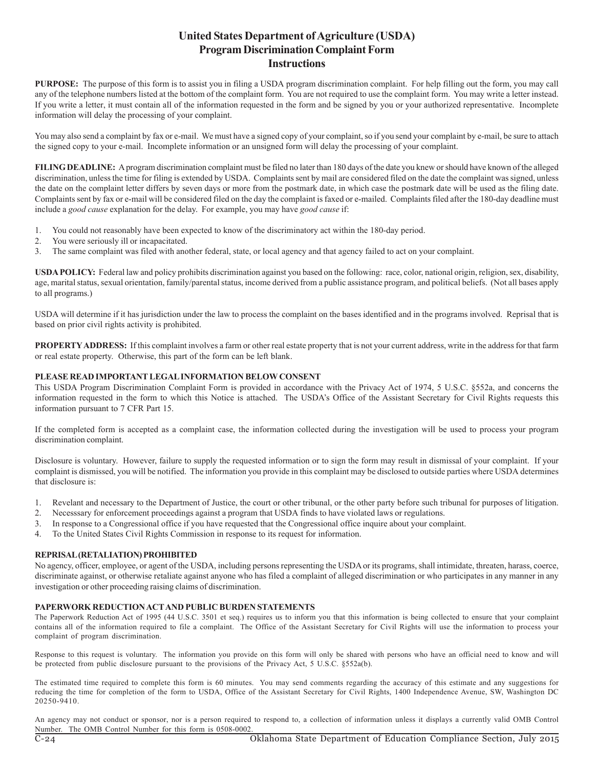# United States Department of Agriculture (USDA)
# Program Discrimination Complaint Form
# Instructions

**PURPOSE:** The purpose of this form is to assist you in filing a USDA program discrimination complaint. For help filling out the form, you may call any of the telephone numbers listed at the bottom of the complaint form. You are not required to use the complaint form. You may write a letter instead. If you write a letter, it must contain all of the information requested in the form and be signed by you or your authorized representative. Incomplete information will delay the processing of your complaint.

You may also send a complaint by fax or e-mail. We must have a signed copy of your complaint, so if you send your complaint by e-mail, be sure to attach the signed copy to your e-mail. Incomplete information or an unsigned form will delay the processing of your complaint.

**FILING DEADLINE:** A program discrimination complaint must be filed no later than 180 days of the date you knew or should have known of the alleged discrimination, unless the time for filing is extended by USDA. Complaints sent by mail are considered filed on the date the complaint was signed, unless the date on the complaint letter differs by seven days or more from the postmark date, in which case the postmark date will be used as the filing date. Complaints sent by fax or e-mail will be considered filed on the day the complaint is faxed or e-mailed. Complaints filed after the 180-day deadline must include a *good cause* explanation for the delay. For example, you may have *good cause* if:

1. You could not reasonably have been expected to know of the discriminatory act within the 180-day period.
2. You were seriously ill or incapacitated.
3. The same complaint was filed with another federal, state, or local agency and that agency failed to act on your complaint.

**USDA POLICY:** Federal law and policy prohibits discrimination against you based on the following: race, color, national origin, religion, sex, disability, age, marital status, sexual orientation, family/parental status, income derived from a public assistance program, and political beliefs. (Not all bases apply to all programs.)

USDA will determine if it has jurisdiction under the law to process the complaint on the bases identified and in the programs involved. Reprisal that is based on prior civil rights activity is prohibited.

**PROPERTY ADDRESS:** If this complaint involves a farm or other real estate property that is not your current address, write in the address for that farm or real estate property. Otherwise, this part of the form can be left blank.

**PLEASE READ IMPORTANT LEGAL INFORMATION BELOW CONSENT**

This USDA Program Discrimination Complaint Form is provided in accordance with the Privacy Act of 1974, 5 U.S.C. §552a, and concerns the information requested in the form to which this Notice is attached. The USDA's Office of the Assistant Secretary for Civil Rights requests this information pursuant to 7 CFR Part 15.

If the completed form is accepted as a complaint case, the information collected during the investigation will be used to process your program discrimination complaint.

Disclosure is voluntary. However, failure to supply the requested information or to sign the form may result in dismissal of your complaint. If your complaint is dismissed, you will be notified. The information you provide in this complaint may be disclosed to outside parties where USDA determines that disclosure is:

1. Revelant and necessary to the Department of Justice, the court or other tribunal, or the other party before such tribunal for purposes of litigation.
2. Necesssary for enforcement proceedings against a program that USDA finds to have violated laws or regulations.
3. In response to a Congressional office if you have requested that the Congressional office inquire about your complaint.
4. To the United States Civil Rights Commission in response to its request for information.

**REPRISAL (RETALIATION) PROHIBITED**

No agency, officer, employee, or agent of the USDA, including persons representing the USDA or its programs, shall intimidate, threaten, harass, coerce, discriminate against, or otherwise retaliate against anyone who has filed a complaint of alleged discrimination or who participates in any manner in any investigation or other proceeding raising claims of discrimination.

**PAPERWORK REDUCTION ACT AND PUBLIC BURDEN STATEMENTS**

The Paperwork Reduction Act of 1995 (44 U.S.C. 3501 et seq.) requires us to inform you that this information is being collected to ensure that your complaint contains all of the information required to file a complaint. The Office of the Assistant Secretary for Civil Rights will use the information to process your complaint of program discrimination.

Response to this request is voluntary. The information you provide on this form will only be shared with persons who have an official need to know and will be protected from public disclosure pursuant to the provisions of the Privacy Act, 5 U.S.C. §552a(b).

The estimated time required to complete this form is 60 minutes. You may send comments regarding the accuracy of this estimate and any suggestions for reducing the time for completion of the form to USDA, Office of the Assistant Secretary for Civil Rights, 1400 Independence Avenue, SW, Washington DC 20250-9410.

An agency may not conduct or sponsor, nor is a person required to respond to, a collection of information unless it displays a currently valid OMB Control Number. The OMB Control Number for this form is 0508-0002.